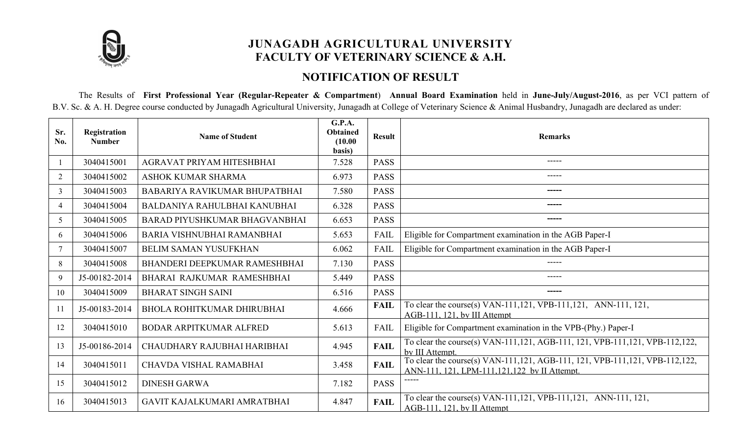# JUNAGADH AGRICULTURAL UNIVERSITY
## FACULTY OF VETERINARY SCIENCE & A.H.

## NOTIFICATION OF RESULT

The Results of **First Professional Year (Regular-Repeater & Compartment**) **Annual Board Examination** held in **June-July/August-2016**, as per VCI pattern of B.V. Sc. & A. H. Degree course conducted by Junagadh Agricultural University, Junagadh at College of Veterinary Science & Animal Husbandry, Junagadh are declared as under:

| Sr. No. | Registration Number | Name of Student | G.P.A. Obtained (10.00 basis) | Result | Remarks |
|---|---|---|---|---|---|
| 1 | 3040415001 | AGRAVAT PRIYAM HITESHBHAI | 7.528 | PASS | ----- |
| 2 | 3040415002 | ASHOK KUMAR SHARMA | 6.973 | PASS | ----- |
| 3 | 3040415003 | BABARIYA RAVIKUMAR BHUPATBHAI | 7.580 | PASS | ----- |
| 4 | 3040415004 | BALDANIYA RAHULBHAI KANUBHAI | 6.328 | PASS | ----- |
| 5 | 3040415005 | BARAD PIYUSHKUMAR BHAGVANBHAI | 6.653 | PASS | ----- |
| 6 | 3040415006 | BARIA VISHNUBHAI RAMANBHAI | 5.653 | FAIL | Eligible for Compartment examination in the AGB Paper-I |
| 7 | 3040415007 | BELIM SAMAN YUSUFKHAN | 6.062 | FAIL | Eligible for Compartment examination in the AGB Paper-I |
| 8 | 3040415008 | BHANDERI DEEPKUMAR RAMESHBHAI | 7.130 | PASS | ----- |
| 9 | J5-00182-2014 | BHARAI RAJKUMAR RAMESHBHAI | 5.449 | PASS | ----- |
| 10 | 3040415009 | BHARAT SINGH SAINI | 6.516 | PASS | ----- |
| 11 | J5-00183-2014 | BHOLA ROHITKUMAR DHIRUBHAI | 4.666 | **FAIL** | To clear the course(s) VAN-111,121, VPB-111,121, ANN-111, 121, AGB-111, 121, by III Attempt |
| 12 | 3040415010 | BODAR ARPITKUMAR ALFRED | 5.613 | FAIL | Eligible for Compartment examination in the VPB-(Phy.) Paper-I |
| 13 | J5-00186-2014 | CHAUDHARY RAJUBHAI HARIBHAI | 4.945 | **FAIL** | To clear the course(s) VAN-111,121, AGB-111, 121, VPB-111,121, VPB-112,122, by III Attempt. |
| 14 | 3040415011 | CHAVDA VISHAL RAMABHAI | 3.458 | **FAIL** | To clear the course(s) VAN-111,121, AGB-111, 121, VPB-111,121, VPB-112,122, ANN-111, 121, LPM-111,121,122 by II Attempt. |
| 15 | 3040415012 | DINESH GARWA | 7.182 | PASS | ----- |
| 16 | 3040415013 | GAVIT KAJALKUMARI AMRATBHAI | 4.847 | **FAIL** | To clear the course(s) VAN-111,121, VPB-111,121, ANN-111, 121, AGB-111, 121, by II Attempt |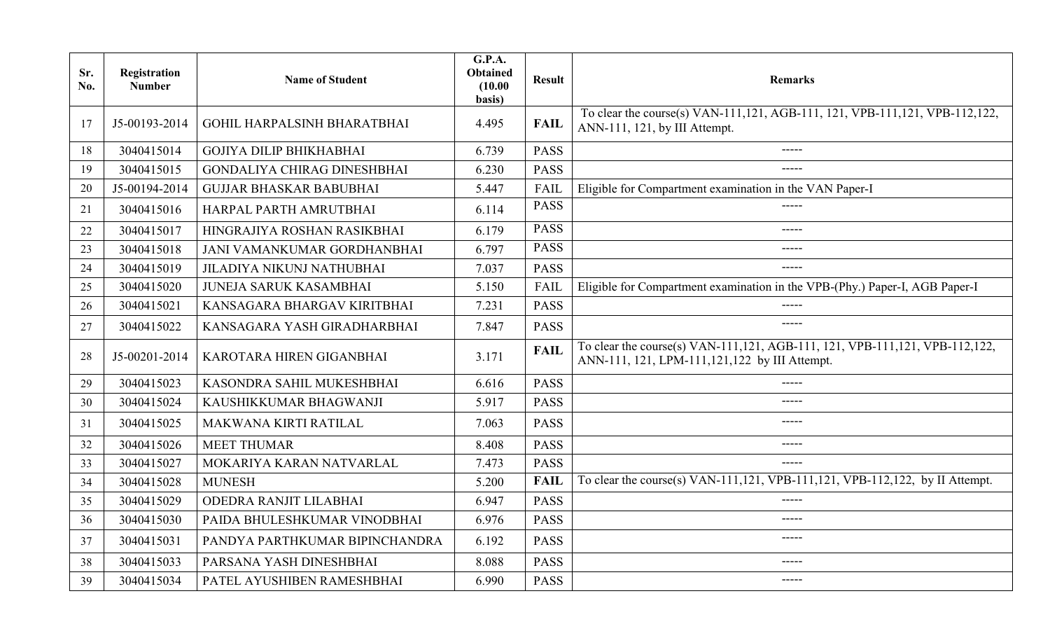| Sr. No. | Registration Number | Name of Student | G.P.A. Obtained (10.00 basis) | Result | Remarks |
|---|---|---|---|---|---|
| 17 | J5-00193-2014 | GOHIL HARPALSINH BHARATBHAI | 4.495 | **FAIL** | To clear the course(s) VAN-111,121, AGB-111, 121, VPB-111,121, VPB-112,122, ANN-111, 121, by III Attempt. |
| 18 | 3040415014 | GOJIYA DILIP BHIKHABHAI | 6.739 | PASS | ----- |
| 19 | 3040415015 | GONDALIYA CHIRAG DINESHBHAI | 6.230 | PASS | ----- |
| 20 | J5-00194-2014 | GUJJAR BHASKAR BABUBHAI | 5.447 | FAIL | Eligible for Compartment examination in the VAN Paper-I |
| 21 | 3040415016 | HARPAL PARTH AMRUTBHAI | 6.114 | PASS | ----- |
| 22 | 3040415017 | HINGRAJIYA ROSHAN RASIKBHAI | 6.179 | PASS | ----- |
| 23 | 3040415018 | JANI VAMANKUMAR GORDHANBHAI | 6.797 | PASS | ----- |
| 24 | 3040415019 | JILADIYA NIKUNJ NATHUBHAI | 7.037 | PASS | ----- |
| 25 | 3040415020 | JUNEJA SARUK KASAMBHAI | 5.150 | FAIL | Eligible for Compartment examination in the VPB-(Phy.) Paper-I, AGB Paper-I |
| 26 | 3040415021 | KANSAGARA BHARGAV KIRITBHAI | 7.231 | PASS | ----- |
| 27 | 3040415022 | KANSAGARA YASH GIRADHARBHAI | 7.847 | PASS | ----- |
| 28 | J5-00201-2014 | KAROTARA HIREN GIGANBHAI | 3.171 | **FAIL** | To clear the course(s) VAN-111,121, AGB-111, 121, VPB-111,121, VPB-112,122, ANN-111, 121, LPM-111,121,122 by III Attempt. |
| 29 | 3040415023 | KASONDRA SAHIL MUKESHBHAI | 6.616 | PASS | ----- |
| 30 | 3040415024 | KAUSHIKKUMAR BHAGWANJI | 5.917 | PASS | ----- |
| 31 | 3040415025 | MAKWANA KIRTI RATILAL | 7.063 | PASS | ----- |
| 32 | 3040415026 | MEET THUMAR | 8.408 | PASS | ----- |
| 33 | 3040415027 | MOKARIYA KARAN NATVARLAL | 7.473 | PASS | ----- |
| 34 | 3040415028 | MUNESH | 5.200 | **FAIL** | To clear the course(s) VAN-111,121, VPB-111,121, VPB-112,122, by II Attempt. |
| 35 | 3040415029 | ODEDRA RANJIT LILABHAI | 6.947 | PASS | ----- |
| 36 | 3040415030 | PAIDA BHULESHKUMAR VINODBHAI | 6.976 | PASS | ----- |
| 37 | 3040415031 | PANDYA PARTHKUMAR BIPINCHANDRA | 6.192 | PASS | ----- |
| 38 | 3040415033 | PARSANA YASH DINESHBHAI | 8.088 | PASS | ----- |
| 39 | 3040415034 | PATEL AYUSHIBEN RAMESHBHAI | 6.990 | PASS | ----- |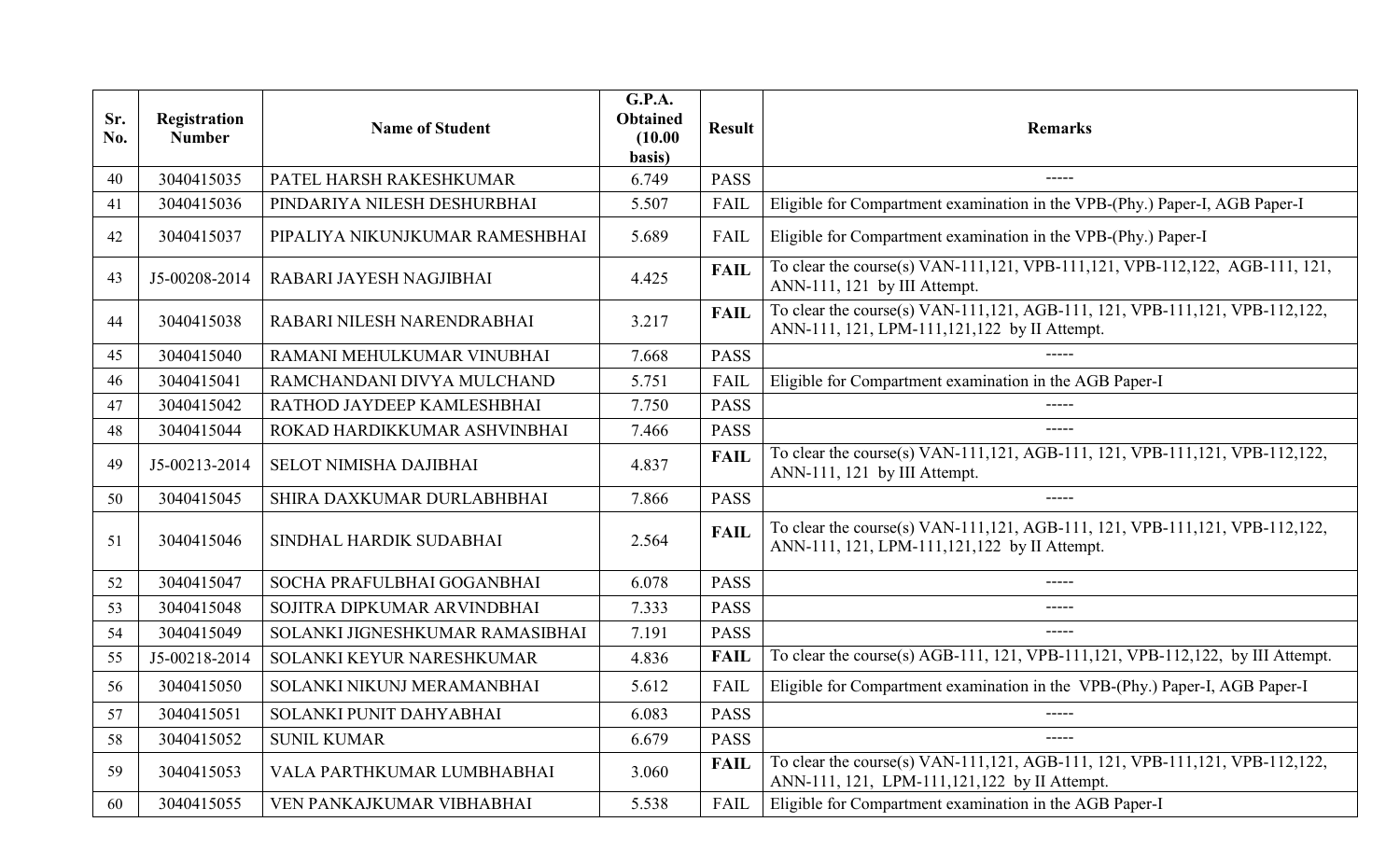| Sr. No. | Registration Number | Name of Student | G.P.A. Obtained (10.00 basis) | Result | Remarks |
|---|---|---|---|---|---|
| 40 | 3040415035 | PATEL HARSH RAKESHKUMAR | 6.749 | PASS | ----- |
| 41 | 3040415036 | PINDARIYA NILESH DESHURBHAI | 5.507 | FAIL | Eligible for Compartment examination in the VPB-(Phy.) Paper-I, AGB Paper-I |
| 42 | 3040415037 | PIPALIYA NIKUNJKUMAR RAMESHBHAI | 5.689 | FAIL | Eligible for Compartment examination in the VPB-(Phy.) Paper-I |
| 43 | J5-00208-2014 | RABARI JAYESH NAGJIBHAI | 4.425 | **FAIL** | To clear the course(s) VAN-111,121, VPB-111,121, VPB-112,122, AGB-111, 121, ANN-111, 121 by III Attempt. |
| 44 | 3040415038 | RABARI NILESH NARENDRABHAI | 3.217 | **FAIL** | To clear the course(s) VAN-111,121, AGB-111, 121, VPB-111,121, VPB-112,122, ANN-111, 121, LPM-111,121,122 by II Attempt. |
| 45 | 3040415040 | RAMANI MEHULKUMAR VINUBHAI | 7.668 | PASS | ----- |
| 46 | 3040415041 | RAMCHANDANI DIVYA MULCHAND | 5.751 | FAIL | Eligible for Compartment examination in the AGB Paper-I |
| 47 | 3040415042 | RATHOD JAYDEEP KAMLESHBHAI | 7.750 | PASS | ----- |
| 48 | 3040415044 | ROKAD HARDIKKUMAR ASHVINBHAI | 7.466 | PASS | ----- |
| 49 | J5-00213-2014 | SELOT NIMISHA DAJIBHAI | 4.837 | **FAIL** | To clear the course(s) VAN-111,121, AGB-111, 121, VPB-111,121, VPB-112,122, ANN-111, 121 by III Attempt. |
| 50 | 3040415045 | SHIRA DAXKUMAR DURLABHBHAI | 7.866 | PASS | ----- |
| 51 | 3040415046 | SINDHAL HARDIK SUDABHAI | 2.564 | **FAIL** | To clear the course(s) VAN-111,121, AGB-111, 121, VPB-111,121, VPB-112,122, ANN-111, 121, LPM-111,121,122 by II Attempt. |
| 52 | 3040415047 | SOCHA PRAFULBHAI GOGANBHAI | 6.078 | PASS | ----- |
| 53 | 3040415048 | SOJITRA DIPKUMAR ARVINDBHAI | 7.333 | PASS | ----- |
| 54 | 3040415049 | SOLANKI JIGNESHKUMAR RAMASIBHAI | 7.191 | PASS | ----- |
| 55 | J5-00218-2014 | SOLANKI KEYUR NARESHKUMAR | 4.836 | **FAIL** | To clear the course(s) AGB-111, 121, VPB-111,121, VPB-112,122, by III Attempt. |
| 56 | 3040415050 | SOLANKI NIKUNJ MERAMANBHAI | 5.612 | FAIL | Eligible for Compartment examination in the VPB-(Phy.) Paper-I, AGB Paper-I |
| 57 | 3040415051 | SOLANKI PUNIT DAHYABHAI | 6.083 | PASS | ----- |
| 58 | 3040415052 | SUNIL KUMAR | 6.679 | PASS | ----- |
| 59 | 3040415053 | VALA PARTHKUMAR LUMBHABHAI | 3.060 | **FAIL** | To clear the course(s) VAN-111,121, AGB-111, 121, VPB-111,121, VPB-112,122, ANN-111, 121, LPM-111,121,122 by II Attempt. |
| 60 | 3040415055 | VEN PANKAJKUMAR VIBHABHAI | 5.538 | FAIL | Eligible for Compartment examination in the AGB Paper-I |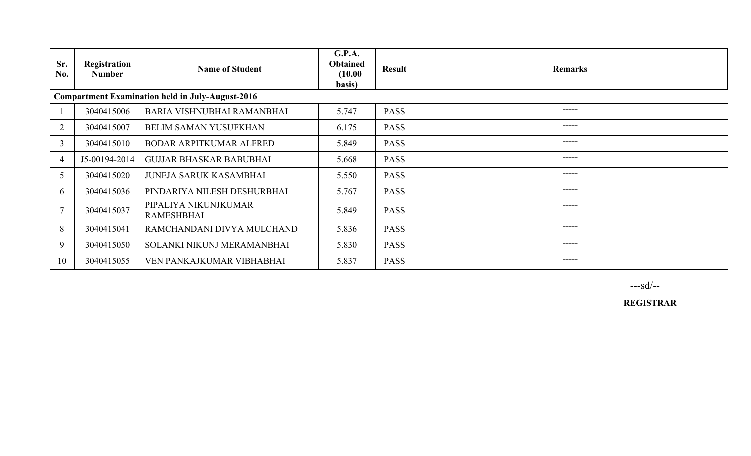| Sr. No. | Registration Number | Name of Student | G.P.A. Obtained (10.00 basis) | Result | Remarks |
|---|---|---|---|---|---|
| **Compartment Examination held in July-August-2016** | | | | | |
| 1 | 3040415006 | BARIA VISHNUBHAI RAMANBHAI | 5.747 | PASS | ----- |
| 2 | 3040415007 | BELIM SAMAN YUSUFKHAN | 6.175 | PASS | ----- |
| 3 | 3040415010 | BODAR ARPITKUMAR ALFRED | 5.849 | PASS | ----- |
| 4 | J5-00194-2014 | GUJJAR BHASKAR BABUBHAI | 5.668 | PASS | ----- |
| 5 | 3040415020 | JUNEJA SARUK KASAMBHAI | 5.550 | PASS | ----- |
| 6 | 3040415036 | PINDARIYA NILESH DESHURBHAI | 5.767 | PASS | ----- |
| 7 | 3040415037 | PIPALIYA NIKUNJKUMAR RAMESHBHAI | 5.849 | PASS | ----- |
| 8 | 3040415041 | RAMCHANDANI DIVYA MULCHAND | 5.836 | PASS | ----- |
| 9 | 3040415050 | SOLANKI NIKUNJ MERAMANBHAI | 5.830 | PASS | ----- |
| 10 | 3040415055 | VEN PANKAJKUMAR VIBHABHAI | 5.837 | PASS | ----- |

---sd/--

**REGISTRAR**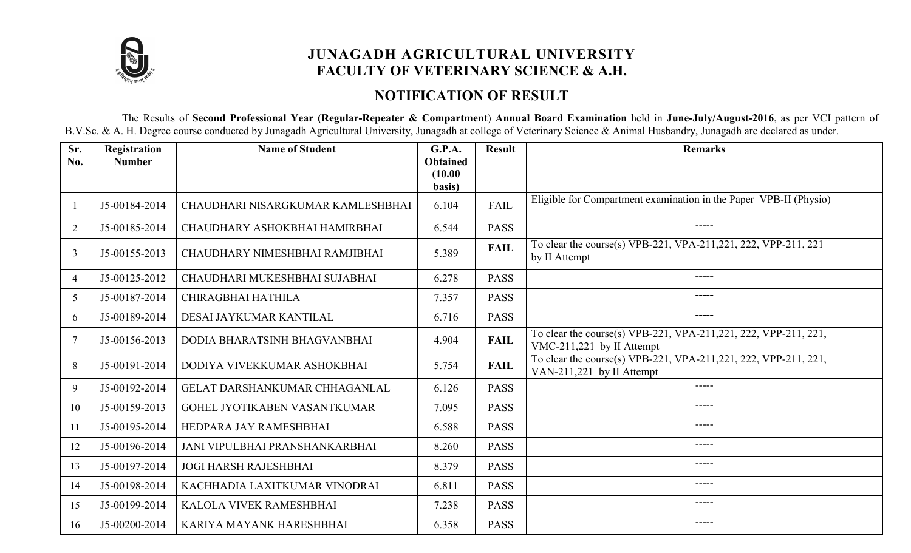# JUNAGADH AGRICULTURAL UNIVERSITY
## FACULTY OF VETERINARY SCIENCE & A.H.

### NOTIFICATION OF RESULT

The Results of **Second Professional Year (Regular-Repeater & Compartment**) **Annual Board Examination** held in **June-July/August-2016**, as per VCI pattern of B.V.Sc. & A. H. Degree course conducted by Junagadh Agricultural University, Junagadh at college of Veterinary Science & Animal Husbandry, Junagadh are declared as under.

| Sr. No. | Registration Number | Name of Student | G.P.A. Obtained (10.00 basis) | Result | Remarks |
|---|---|---|---|---|---|
| 1 | J5-00184-2014 | CHAUDHARI NISARGKUMAR KAMLESHBHAI | 6.104 | FAIL | Eligible for Compartment examination in the Paper VPB-II (Physio) |
| 2 | J5-00185-2014 | CHAUDHARY ASHOKBHAI HAMIRBHAI | 6.544 | PASS | ----- |
| 3 | J5-00155-2013 | CHAUDHARY NIMESHBHAI RAMJIBHAI | 5.389 | **FAIL** | To clear the course(s) VPB-221, VPA-211,221, 222, VPP-211, 221 by II Attempt |
| 4 | J5-00125-2012 | CHAUDHARI MUKESHBHAI SUJABHAI | 6.278 | PASS | ----- |
| 5 | J5-00187-2014 | CHIRAGBHAI HATHILA | 7.357 | PASS | ----- |
| 6 | J5-00189-2014 | DESAI JAYKUMAR KANTILAL | 6.716 | PASS | ----- |
| 7 | J5-00156-2013 | DODIA BHARATSINH BHAGVANBHAI | 4.904 | **FAIL** | To clear the course(s) VPB-221, VPA-211,221, 222, VPP-211, 221, VMC-211,221 by II Attempt |
| 8 | J5-00191-2014 | DODIYA VIVEKKUMAR ASHOKBHAI | 5.754 | **FAIL** | To clear the course(s) VPB-221, VPA-211,221, 222, VPP-211, 221, VAN-211,221 by II Attempt |
| 9 | J5-00192-2014 | GELAT DARSHANKUMAR CHHAGANLAL | 6.126 | PASS | ----- |
| 10 | J5-00159-2013 | GOHEL JYOTIKABEN VASANTKUMAR | 7.095 | PASS | ----- |
| 11 | J5-00195-2014 | HEDPARA JAY RAMESHBHAI | 6.588 | PASS | ----- |
| 12 | J5-00196-2014 | JANI VIPULBHAI PRANSHANKARBHAI | 8.260 | PASS | ----- |
| 13 | J5-00197-2014 | JOGI HARSH RAJESHBHAI | 8.379 | PASS | ----- |
| 14 | J5-00198-2014 | KACHHADIA LAXITKUMAR VINODRAI | 6.811 | PASS | ----- |
| 15 | J5-00199-2014 | KALOLA VIVEK RAMESHBHAI | 7.238 | PASS | ----- |
| 16 | J5-00200-2014 | KARIYA MAYANK HARESHBHAI | 6.358 | PASS | ----- |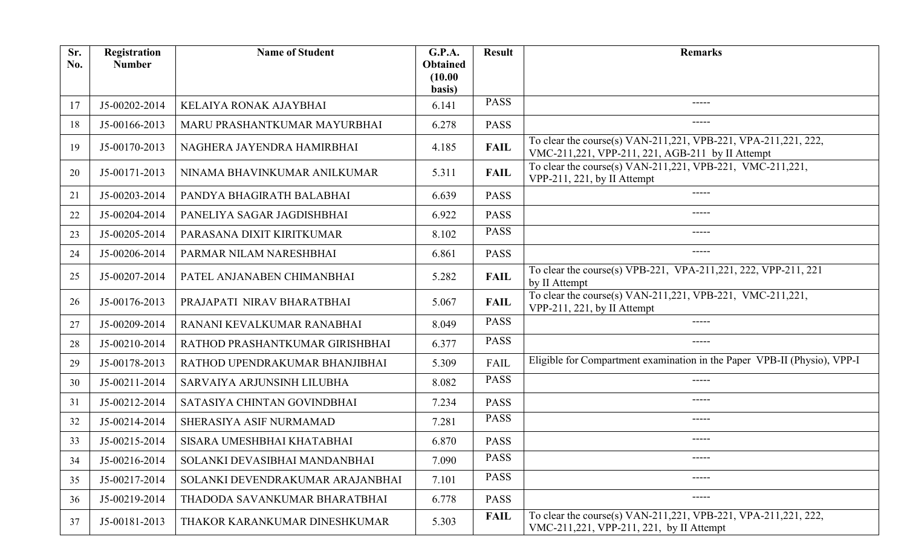| Sr. No. | Registration Number | Name of Student | G.P.A. Obtained (10.00 basis) | Result | Remarks |
|---|---|---|---|---|---|
| 17 | J5-00202-2014 | KELAIYA RONAK AJAYBHAI | 6.141 | PASS | ----- |
| 18 | J5-00166-2013 | MARU PRASHANTKUMAR MAYURBHAI | 6.278 | PASS | ----- |
| 19 | J5-00170-2013 | NAGHERA JAYENDRA HAMIRBHAI | 4.185 | **FAIL** | To clear the course(s) VAN-211,221, VPB-221, VPA-211,221, 222, VMC-211,221, VPP-211, 221, AGB-211 by II Attempt |
| 20 | J5-00171-2013 | NINAMA BHAVINKUMAR ANILKUMAR | 5.311 | **FAIL** | To clear the course(s) VAN-211,221, VPB-221, VMC-211,221, VPP-211, 221, by II Attempt |
| 21 | J5-00203-2014 | PANDYA BHAGIRATH BALABHAI | 6.639 | PASS | ----- |
| 22 | J5-00204-2014 | PANELIYA SAGAR JAGDISHBHAI | 6.922 | PASS | ----- |
| 23 | J5-00205-2014 | PARASANA DIXIT KIRITKUMAR | 8.102 | PASS | ----- |
| 24 | J5-00206-2014 | PARMAR NILAM NARESHBHAI | 6.861 | PASS | ----- |
| 25 | J5-00207-2014 | PATEL ANJANABEN CHIMANBHAI | 5.282 | **FAIL** | To clear the course(s) VPB-221, VPA-211,221, 222, VPP-211, 221 by II Attempt |
| 26 | J5-00176-2013 | PRAJAPATI NIRAV BHARATBHAI | 5.067 | **FAIL** | To clear the course(s) VAN-211,221, VPB-221, VMC-211,221, VPP-211, 221, by II Attempt |
| 27 | J5-00209-2014 | RANANI KEVALKUMAR RANABHAI | 8.049 | PASS | ----- |
| 28 | J5-00210-2014 | RATHOD PRASHANTKUMAR GIRISHBHAI | 6.377 | PASS | ----- |
| 29 | J5-00178-2013 | RATHOD UPENDRAKUMAR BHANJIBHAI | 5.309 | FAIL | Eligible for Compartment examination in the Paper VPB-II (Physio), VPP-I |
| 30 | J5-00211-2014 | SARVAIYA ARJUNSINH LILUBHA | 8.082 | PASS | ----- |
| 31 | J5-00212-2014 | SATASIYA CHINTAN GOVINDBHAI | 7.234 | PASS | ----- |
| 32 | J5-00214-2014 | SHERASIYA ASIF NURMAMAD | 7.281 | PASS | ----- |
| 33 | J5-00215-2014 | SISARA UMESHBHAI KHATABHAI | 6.870 | PASS | ----- |
| 34 | J5-00216-2014 | SOLANKI DEVASIBHAI MANDANBHAI | 7.090 | PASS | ----- |
| 35 | J5-00217-2014 | SOLANKI DEVENDRAKUMAR ARAJANBHAI | 7.101 | PASS | ----- |
| 36 | J5-00219-2014 | THADODA SAVANKUMAR BHARATBHAI | 6.778 | PASS | ----- |
| 37 | J5-00181-2013 | THAKOR KARANKUMAR DINESHKUMAR | 5.303 | **FAIL** | To clear the course(s) VAN-211,221, VPB-221, VPA-211,221, 222, VMC-211,221, VPP-211, 221, by II Attempt |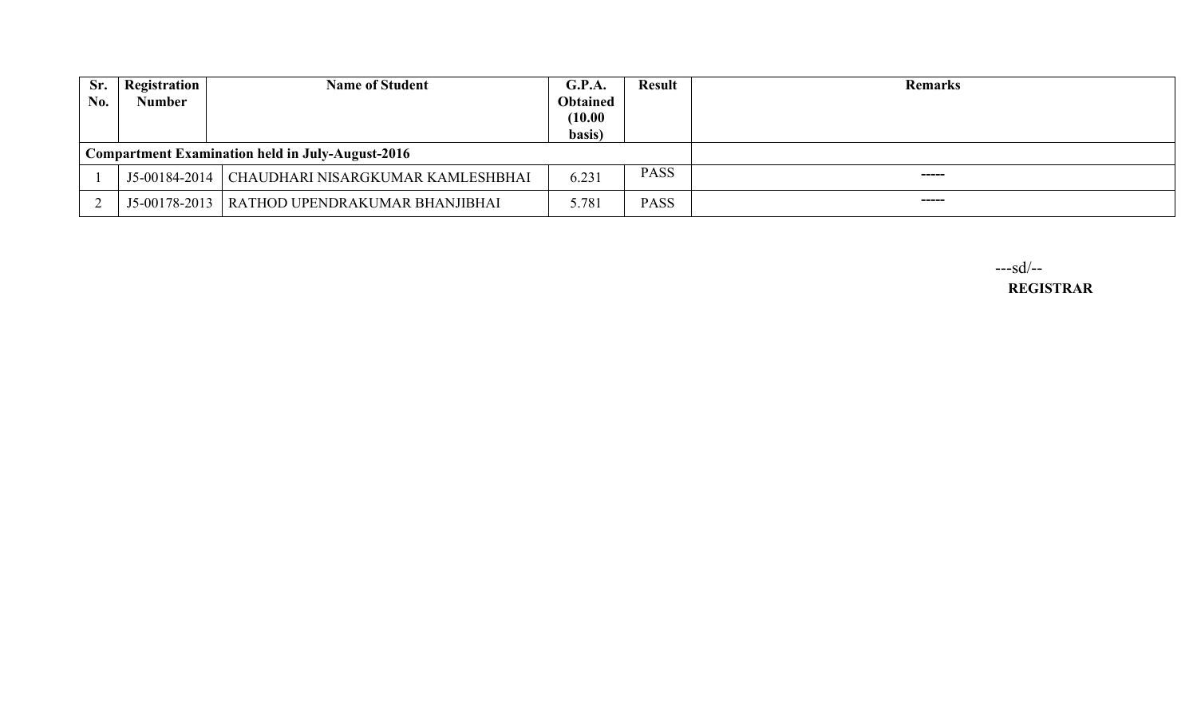| Sr. No. | Registration Number | Name of Student | G.P.A. Obtained (10.00 basis) | Result | Remarks |
|---|---|---|---|---|---|
| **Compartment Examination held in July-August-2016** | | | | | |
| 1 | J5-00184-2014 | CHAUDHARI NISARGKUMAR KAMLESHBHAI | 6.231 | PASS | ----- |
| 2 | J5-00178-2013 | RATHOD UPENDRAKUMAR BHANJIBHAI | 5.781 | PASS | ----- |

---sd/--

**REGISTRAR**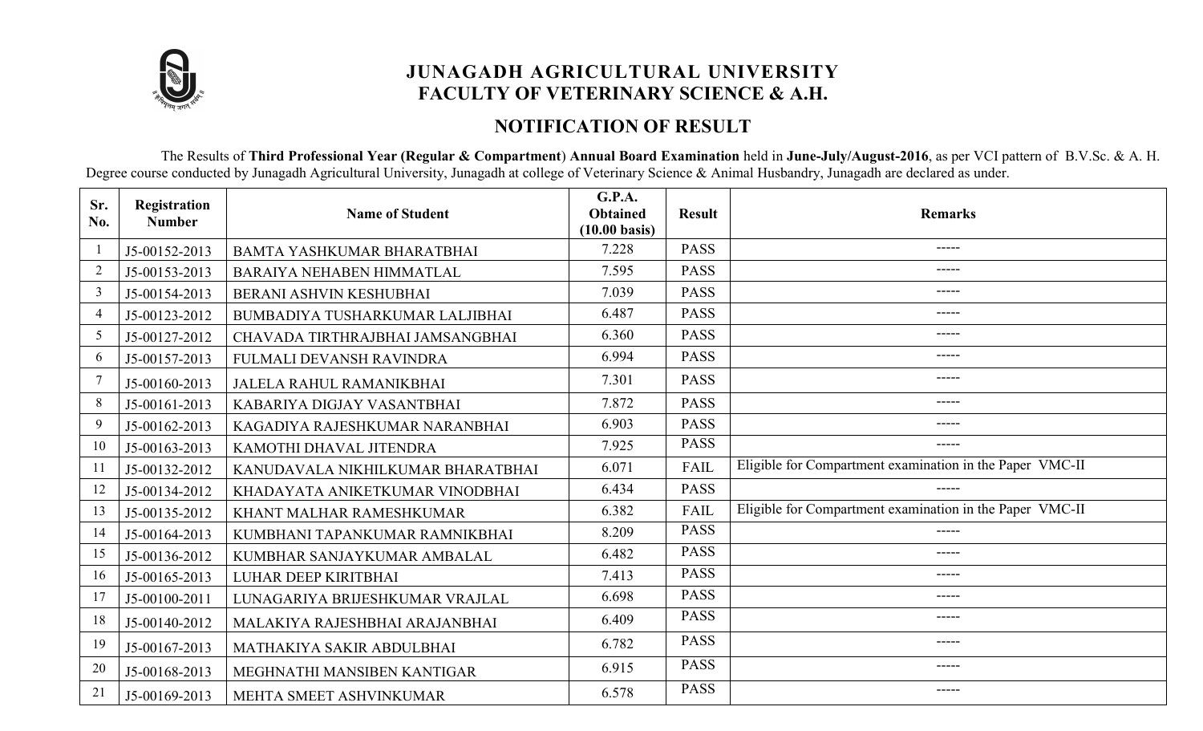# JUNAGADH AGRICULTURAL UNIVERSITY
## FACULTY OF VETERINARY SCIENCE & A.H.

## NOTIFICATION OF RESULT

The Results of **Third Professional Year (Regular & Compartment**) **Annual Board Examination** held in **June-July/August-2016**, as per VCI pattern of B.V.Sc. & A. H. Degree course conducted by Junagadh Agricultural University, Junagadh at college of Veterinary Science & Animal Husbandry, Junagadh are declared as under.

| Sr. No. | Registration Number | Name of Student | G.P.A. Obtained (10.00 basis) | Result | Remarks |
|---|---|---|---|---|---|
| 1 | J5-00152-2013 | BAMTA YASHKUMAR BHARATBHAI | 7.228 | PASS | ----- |
| 2 | J5-00153-2013 | BARAIYA NEHABEN HIMMATLAL | 7.595 | PASS | ----- |
| 3 | J5-00154-2013 | BERANI ASHVIN KESHUBHAI | 7.039 | PASS | ----- |
| 4 | J5-00123-2012 | BUMBADIYA TUSHARKUMAR LALJIBHAI | 6.487 | PASS | ----- |
| 5 | J5-00127-2012 | CHAVADA TIRTHRAJBHAI JAMSANGBHAI | 6.360 | PASS | ----- |
| 6 | J5-00157-2013 | FULMALI DEVANSH RAVINDRA | 6.994 | PASS | ----- |
| 7 | J5-00160-2013 | JALELA RAHUL RAMANIKBHAI | 7.301 | PASS | ----- |
| 8 | J5-00161-2013 | KABARIYA DIGJAY VASANTBHAI | 7.872 | PASS | ----- |
| 9 | J5-00162-2013 | KAGADIYA RAJESHKUMAR NARANBHAI | 6.903 | PASS | ----- |
| 10 | J5-00163-2013 | KAMOTHI DHAVAL JITENDRA | 7.925 | PASS | ----- |
| 11 | J5-00132-2012 | KANUDAVALA NIKHILKUMAR BHARATBHAI | 6.071 | FAIL | Eligible for Compartment examination in the Paper VMC-II |
| 12 | J5-00134-2012 | KHADAYATA ANIKETKUMAR VINODBHAI | 6.434 | PASS | ----- |
| 13 | J5-00135-2012 | KHANT MALHAR RAMESHKUMAR | 6.382 | FAIL | Eligible for Compartment examination in the Paper VMC-II |
| 14 | J5-00164-2013 | KUMBHANI TAPANKUMAR RAMNIKBHAI | 8.209 | PASS | ----- |
| 15 | J5-00136-2012 | KUMBHAR SANJAYKUMAR AMBALAL | 6.482 | PASS | ----- |
| 16 | J5-00165-2013 | LUHAR DEEP KIRITBHAI | 7.413 | PASS | ----- |
| 17 | J5-00100-2011 | LUNAGARIYA BRIJESHKUMAR VRAJLAL | 6.698 | PASS | ----- |
| 18 | J5-00140-2012 | MALAKIYA RAJESHBHAI ARAJANBHAI | 6.409 | PASS | ----- |
| 19 | J5-00167-2013 | MATHAKIYA SAKIR ABDULBHAI | 6.782 | PASS | ----- |
| 20 | J5-00168-2013 | MEGHNATHI MANSIBEN KANTIGAR | 6.915 | PASS | ----- |
| 21 | J5-00169-2013 | MEHTA SMEET ASHVINKUMAR | 6.578 | PASS | ----- |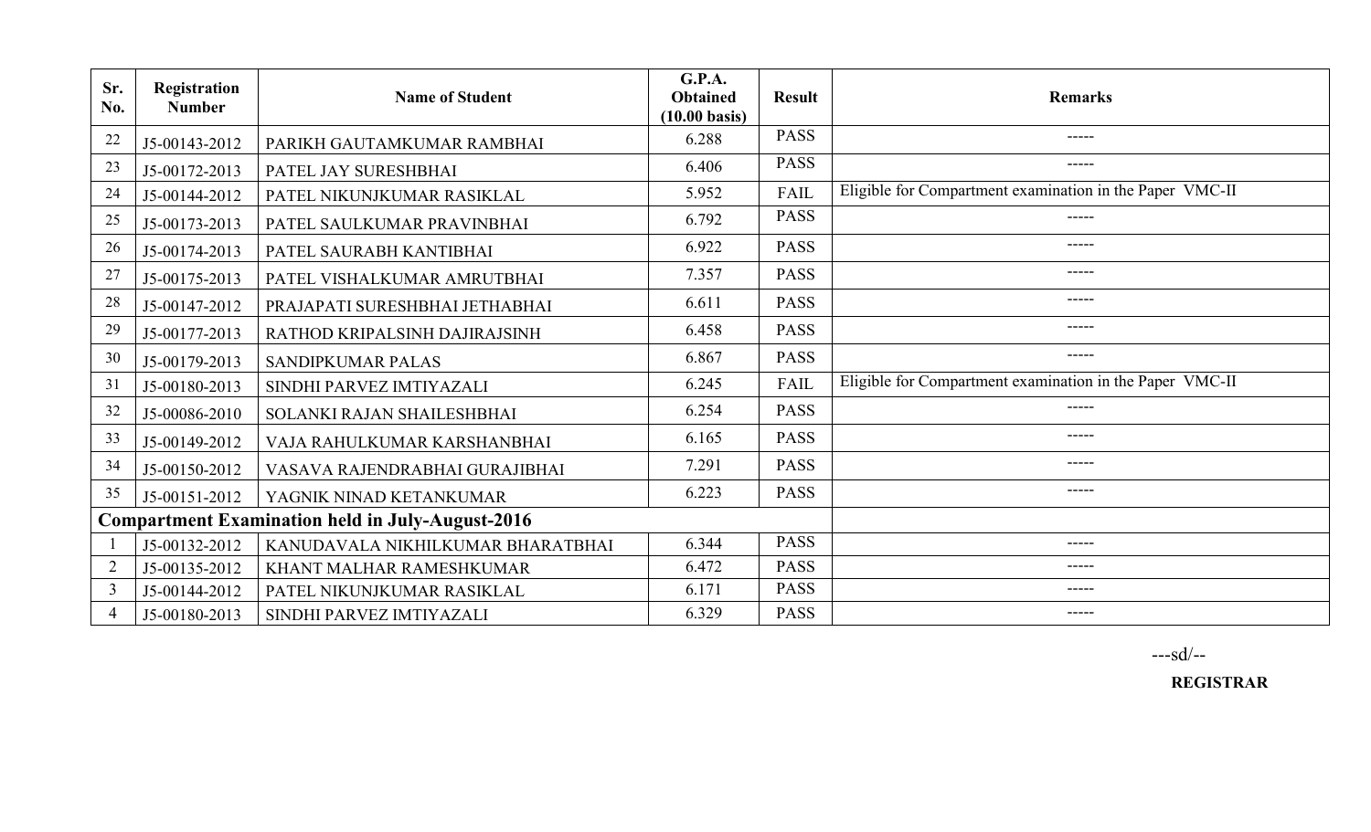| Sr. No. | Registration Number | Name of Student | G.P.A. Obtained (10.00 basis) | Result | Remarks |
|---|---|---|---|---|---|
| 22 | J5-00143-2012 | PARIKH GAUTAMKUMAR RAMBHAI | 6.288 | PASS | ----- |
| 23 | J5-00172-2013 | PATEL JAY SURESHBHAI | 6.406 | PASS | ----- |
| 24 | J5-00144-2012 | PATEL NIKUNJKUMAR RASIKLAL | 5.952 | FAIL | Eligible for Compartment examination in the Paper VMC-II |
| 25 | J5-00173-2013 | PATEL SAULKUMAR PRAVINBHAI | 6.792 | PASS | ----- |
| 26 | J5-00174-2013 | PATEL SAURABH KANTIBHAI | 6.922 | PASS | ----- |
| 27 | J5-00175-2013 | PATEL VISHALKUMAR AMRUTBHAI | 7.357 | PASS | ----- |
| 28 | J5-00147-2012 | PRAJAPATI SURESHBHAI JETHABHAI | 6.611 | PASS | ----- |
| 29 | J5-00177-2013 | RATHOD KRIPALSINH DAJIRAJSINH | 6.458 | PASS | ----- |
| 30 | J5-00179-2013 | SANDIPKUMAR PALAS | 6.867 | PASS | ----- |
| 31 | J5-00180-2013 | SINDHI PARVEZ IMTIYAZALI | 6.245 | FAIL | Eligible for Compartment examination in the Paper VMC-II |
| 32 | J5-00086-2010 | SOLANKI RAJAN SHAILESHBHAI | 6.254 | PASS | ----- |
| 33 | J5-00149-2012 | VAJA RAHULKUMAR KARSHANBHAI | 6.165 | PASS | ----- |
| 34 | J5-00150-2012 | VASAVA RAJENDRABHAI GURAJIBHAI | 7.291 | PASS | ----- |
| 35 | J5-00151-2012 | YAGNIK NINAD KETANKUMAR | 6.223 | PASS | ----- |
| **Compartment Examination held in July-August-2016** | | | | | |
| 1 | J5-00132-2012 | KANUDAVALA NIKHILKUMAR BHARATBHAI | 6.344 | PASS | ----- |
| 2 | J5-00135-2012 | KHANT MALHAR RAMESHKUMAR | 6.472 | PASS | ----- |
| 3 | J5-00144-2012 | PATEL NIKUNJKUMAR RASIKLAL | 6.171 | PASS | ----- |
| 4 | J5-00180-2013 | SINDHI PARVEZ IMTIYAZALI | 6.329 | PASS | ----- |

---sd/--

**REGISTRAR**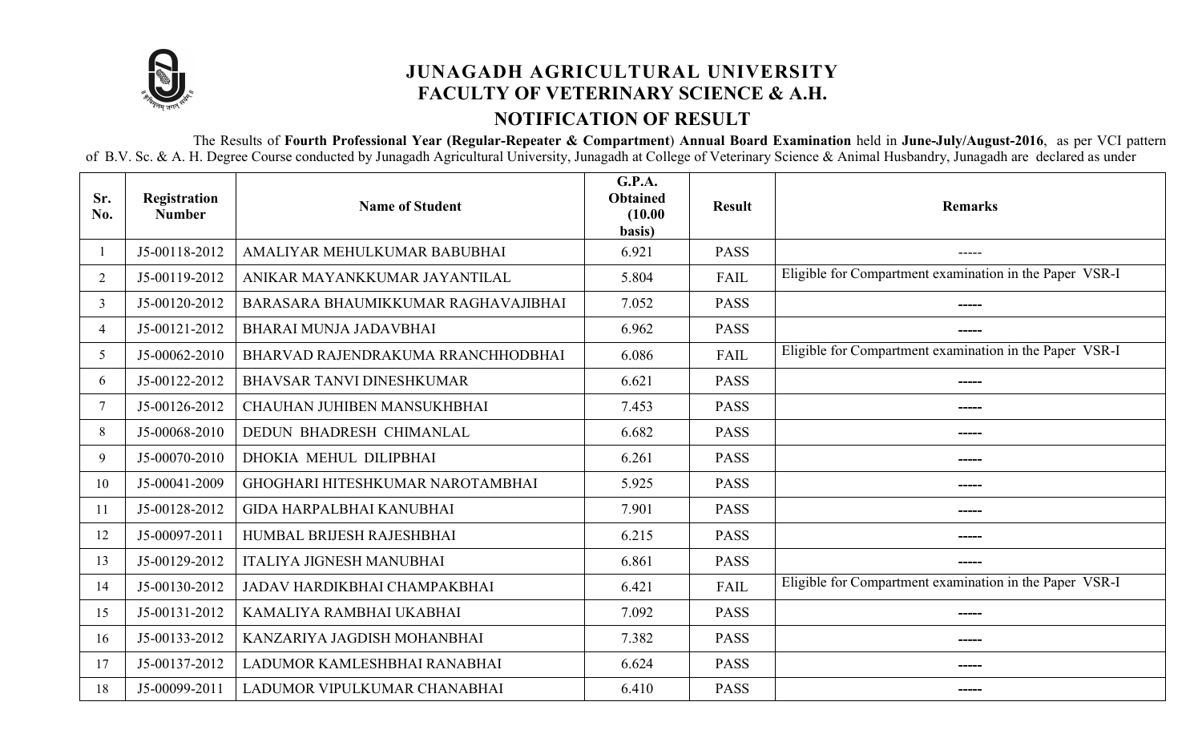# JUNAGADH AGRICULTURAL UNIVERSITY
## FACULTY OF VETERINARY SCIENCE & A.H.
## NOTIFICATION OF RESULT

The Results of **Fourth Professional Year (Regular-Repeater & Compartment) Annual Board Examination** held in **June-July/August-2016**, as per VCI pattern of B.V. Sc. & A. H. Degree Course conducted by Junagadh Agricultural University, Junagadh at College of Veterinary Science & Animal Husbandry, Junagadh are declared as under

| Sr. No. | Registration Number | Name of Student | G.P.A. Obtained (10.00 basis) | Result | Remarks |
|---|---|---|---|---|---|
| 1 | J5-00118-2012 | AMALIYAR MEHULKUMAR BABUBHAI | 6.921 | PASS | ----- |
| 2 | J5-00119-2012 | ANIKAR MAYANKKUMAR JAYANTILAL | 5.804 | FAIL | Eligible for Compartment examination in the Paper VSR-I |
| 3 | J5-00120-2012 | BARASARA BHAUMIKKUMAR RAGHAVAJIBHAI | 7.052 | PASS | ----- |
| 4 | J5-00121-2012 | BHARAI MUNJA JADAVBHAI | 6.962 | PASS | ----- |
| 5 | J5-00062-2010 | BHARVAD RAJENDRAKUMA RRANCHHODBHAI | 6.086 | FAIL | Eligible for Compartment examination in the Paper VSR-I |
| 6 | J5-00122-2012 | BHAVSAR TANVI DINESHKUMAR | 6.621 | PASS | ----- |
| 7 | J5-00126-2012 | CHAUHAN JUHIBEN MANSUKHBHAI | 7.453 | PASS | ----- |
| 8 | J5-00068-2010 | DEDUN BHADRESH CHIMANLAL | 6.682 | PASS | ----- |
| 9 | J5-00070-2010 | DHOKIA MEHUL DILIPBHAI | 6.261 | PASS | ----- |
| 10 | J5-00041-2009 | GHOGHARI HITESHKUMAR NAROTAMBHAI | 5.925 | PASS | ----- |
| 11 | J5-00128-2012 | GIDA HARPALBHAI KANUBHAI | 7.901 | PASS | ----- |
| 12 | J5-00097-2011 | HUMBAL BRIJESH RAJESHBHAI | 6.215 | PASS | ----- |
| 13 | J5-00129-2012 | ITALIYA JIGNESH MANUBHAI | 6.861 | PASS | ----- |
| 14 | J5-00130-2012 | JADAV HARDIKBHAI CHAMPAKBHAI | 6.421 | FAIL | Eligible for Compartment examination in the Paper VSR-I |
| 15 | J5-00131-2012 | KAMALIYA RAMBHAI UKABHAI | 7.092 | PASS | ----- |
| 16 | J5-00133-2012 | KANZARIYA JAGDISH MOHANBHAI | 7.382 | PASS | ----- |
| 17 | J5-00137-2012 | LADUMOR KAMLESHBHAI RANABHAI | 6.624 | PASS | ----- |
| 18 | J5-00099-2011 | LADUMOR VIPULKUMAR CHANABHAI | 6.410 | PASS | ----- |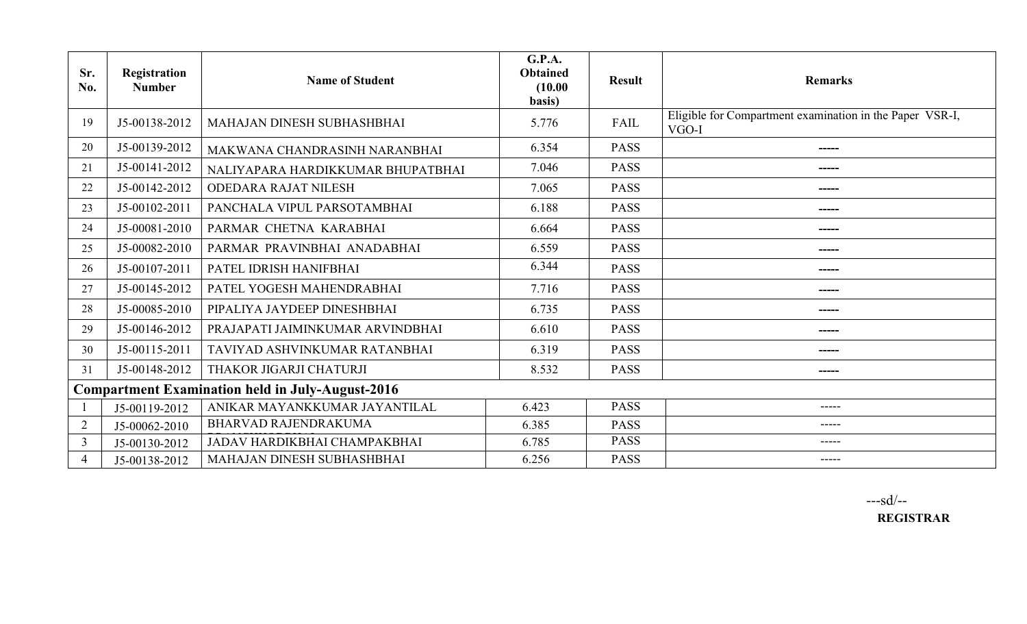| Sr. No. | Registration Number | Name of Student | G.P.A. Obtained (10.00 basis) | Result | Remarks |
|---|---|---|---|---|---|
| 19 | J5-00138-2012 | MAHAJAN DINESH SUBHASHBHAI | 5.776 | FAIL | Eligible for Compartment examination in the Paper VSR-I, VGO-I |
| 20 | J5-00139-2012 | MAKWANA CHANDRASINH NARANBHAI | 6.354 | PASS | ----- |
| 21 | J5-00141-2012 | NALIYAPARA HARDIKKUMAR BHUPATBHAI | 7.046 | PASS | ----- |
| 22 | J5-00142-2012 | ODEDARA RAJAT NILESH | 7.065 | PASS | ----- |
| 23 | J5-00102-2011 | PANCHALA VIPUL PARSOTAMBHAI | 6.188 | PASS | ----- |
| 24 | J5-00081-2010 | PARMAR CHETNA KARABHAI | 6.664 | PASS | ----- |
| 25 | J5-00082-2010 | PARMAR PRAVINBHAI ANADABHAI | 6.559 | PASS | ----- |
| 26 | J5-00107-2011 | PATEL IDRISH HANIFBHAI | 6.344 | PASS | ----- |
| 27 | J5-00145-2012 | PATEL YOGESH MAHENDRABHAI | 7.716 | PASS | ----- |
| 28 | J5-00085-2010 | PIPALIYA JAYDEEP DINESHBHAI | 6.735 | PASS | ----- |
| 29 | J5-00146-2012 | PRAJAPATI JAIMINKUMAR ARVINDBHAI | 6.610 | PASS | ----- |
| 30 | J5-00115-2011 | TAVIYAD ASHVINKUMAR RATANBHAI | 6.319 | PASS | ----- |
| 31 | J5-00148-2012 | THAKOR JIGARJI CHATURJI | 8.532 | PASS | ----- |
| **Compartment Examination held in July-August-2016** | | | | | |
| 1 | J5-00119-2012 | ANIKAR MAYANKKUMAR JAYANTILAL | 6.423 | PASS | ----- |
| 2 | J5-00062-2010 | BHARVAD RAJENDRAKUMA | 6.385 | PASS | ----- |
| 3 | J5-00130-2012 | JADAV HARDIKBHAI CHAMPAKBHAI | 6.785 | PASS | ----- |
| 4 | J5-00138-2012 | MAHAJAN DINESH SUBHASHBHAI | 6.256 | PASS | ----- |

---sd/--

**REGISTRAR**